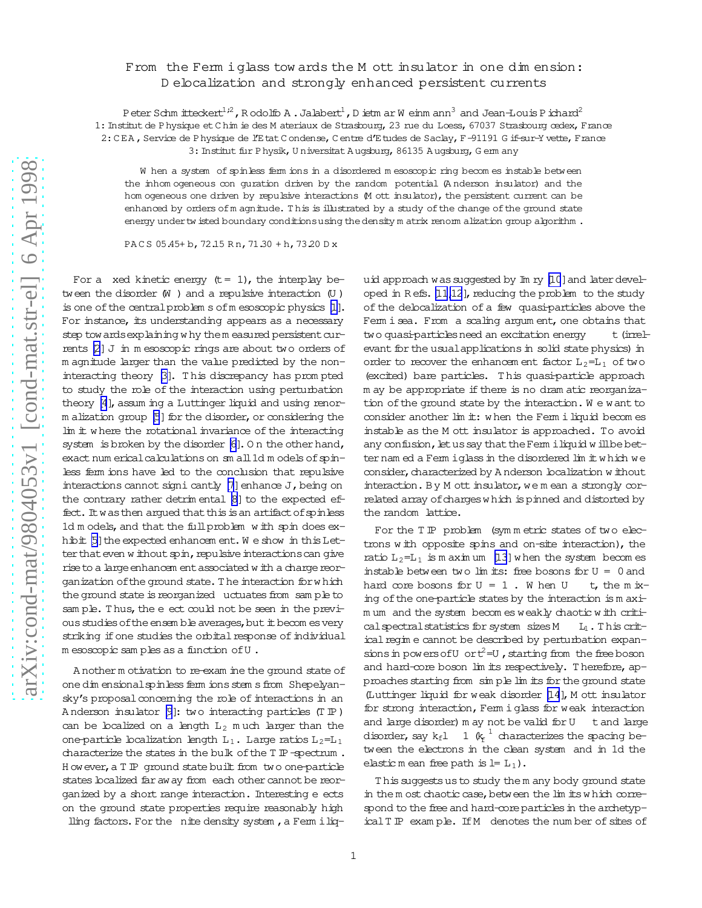# From the Fermi glass towards the Mott insulator in one dimension: Delocalization and strongly enhanced persistent currents

Peter Schmitteckert[1,2], Rodolfo A. Jalabert[1], Dietmar Weinmann[3] and Jean-Louis Pichard[2]

1: Institut de Physique et Chimie des Materiaux de Strasbourg, 23 rue du Loess, 67037 Strasbourg cedex, France

2: CEA, Service de Physique de l'Etat Condense, Centre d'Etudes de Saclay, F-91191 Gif-sur-Yvette, France

3: Institut für Physik, Universität Augsburg, 86135 Augsburg, Germany

When a system of spinless fermions in a disordered mesoscopic ring becomes instable between the inhomogeneous configuration driven by the random potential (Anderson insulator) and the homogeneous one driven by repulsive interactions (Mott insulator), the persistent current can be enhanced by orders of magnitude. This is illustrated by a study of the change of the ground state energy under twisted boundary conditions using the density matrix renormalization group algorithm.

PACS 05.45+b, 72.15 Rn, 71.30 +h, 73.20 Dx

For a fixed kinetic energy ($t = 1$), the interplay between the disorder ($W$) and a repulsive interaction ($U$) is one of the central problems of mesoscopic physics [1]. For instance, its understanding appears as a necessary step towards explaining why the measured persistent currents [2] $J$ in mesoscopic rings are about two orders of magnitude larger than the value predicted by the non-interacting theory [3]. This discrepancy has prompted to study the role of the interaction using perturbation theory [4], assuming a Luttinger liquid and using renormalization group [5] for the disorder, or considering the limit where the rotational invariance of the interacting system is broken by the disorder [6]. On the other hand, exact numerical calculations on small 1d models of spinless fermions have led to the conclusion that repulsive interactions cannot significantly [7] enhance $J$, being on the contrary rather detrimental [8] to the expected effect. It was then argued that this is an artifact of spinless 1d models, and that the full problem with spin does exhibit [5] the expected enhancement. We show in this Letter that even without spin, repulsive interactions can give rise to a large enhancement associated with a charge reorganization of the ground state. The interaction for which the ground state is reorganized fluctuates from sample to sample. Thus, the effect could not be seen in the previous studies of the ensemble averages, but it becomes very striking if one studies the orbital response of individual mesoscopic samples as a function of $U$.

Another motivation to re-examine the ground state of one dimensional spinless fermions stems from Shepelyansky's proposal concerning the role of interactions in an Anderson insulator [9]: two interacting particles (TIP) can be localized on a length $L_2$ much larger than the one-particle localization length $L_1$. Large ratios $L_2/L_1$ characterize the states in the bulk of the TIP-spectrum. However, a TIP ground state built from two one-particle states localized far away from each other cannot be reorganized by a short range interaction. Interesting effects on the ground state properties require reasonably high filling factors. For the finite density system, a Fermi liquid approach was suggested by Imry [10] and later developed in Refs. [11,12], reducing the problem to the study of the delocalization of a few quasi-particles above the Fermi sea. From a scaling argument, one obtains that two quasi-particles need an excitation energy $\gg t$ (irrelevant for the usual applications in solid state physics) in order to recover the enhancement factor $L_2/L_1$ of two (excited) bare particles. This quasi-particle approach may be appropriate if there is no dramatic reorganization of the ground state by the interaction. We want to consider another limit: when the Fermi liquid becomes instable as the Mott insulator is approached. To avoid any confusion, let us say that the Fermi liquid will be better named a Fermi glass in the disordered limit which we consider, characterized by Anderson localization without interaction. By Mott insulator, we mean a strongly correlated array of charges which is pinned and distorted by the random lattice.

For the TIP problem (symmetric states of two electrons with opposite spins and on-site interaction), the ratio $L_2/L_1$ is maximum [13] when the system becomes instable between two limits: free bosons for $U = 0$ and hard core bosons for $U = \infty$. When $U \approx t$, the mixing of the one-particle states by the interaction is maximum and the system becomes weakly chaotic with critical spectral statistics for system sizes $M \approx L_1$. This critical regime cannot be described by perturbation expansions in powers of $U$ or $t^2/U$, starting from the free boson and hard-core boson limits respectively. Therefore, approaches starting from simple limits for the ground state (Luttinger liquid for weak disorder [14], Mott insulator for strong interaction, Fermi glass for weak interaction and large disorder) may not be valid for $U \approx t$ and large disorder, say $k_f l \approx 1$ ($k_f^{-1}$ characterizes the spacing between the electrons in the clean system and in 1d the elastic mean free path is $l = L_1$).

This suggests us to study the many body ground state in the most chaotic case, between the limits which correspond to the free and hard-core particles in the archetypical TIP example. If $M$ denotes the number of sites of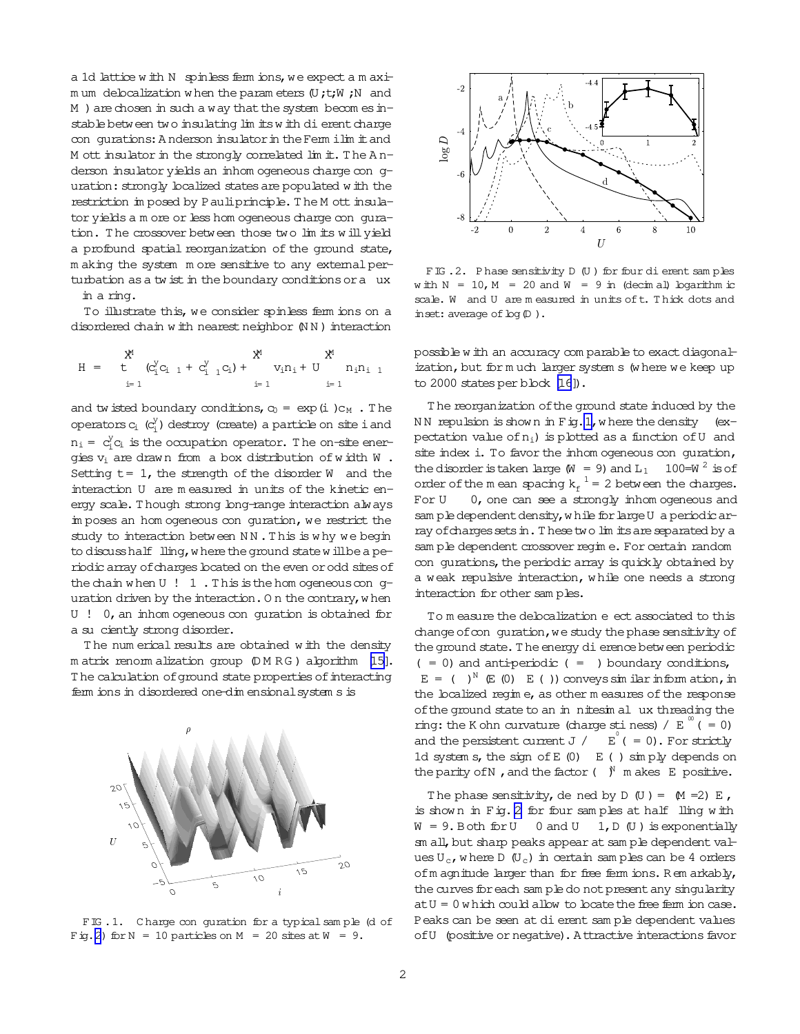a 1d lattice with $N$ spinless fermions, we expect a maximum delocalization when the parameters ($U, t, W, N$ and $M$) are chosen in such a way that the system becomes instable between two insulating limits with different charge configurations: Anderson insulator in the Fermi limit and Mott insulator in the strongly correlated limit. The Anderson insulator yields an inhomogeneous charge configuration: strongly localized states are populated with the restriction imposed by Pauli principle. The Mott insulator yields a more or less homogeneous charge configuration. The crossover between those two limits will yield a profound spatial reorganization of the ground state, making the system more sensitive to any external perturbation as a twist in the boundary conditions or a flux in a ring.

To illustrate this, we consider spinless fermions on a disordered chain with nearest neighbor (NN) interaction

$$H = -t\sum_{i=1}^{M}(c_i^\dagger c_{i-1} + c_{i-1}^\dagger c_i) + \sum_{i=1}^{M} v_i n_i + U\sum_{i=1}^{M} n_i n_{i-1}$$

and twisted boundary conditions, $c_0 = \exp(i\phi)c_M$. The operators $c_i$ ($c_i^\dagger$) destroy (create) a particle on site $i$ and $n_i = c_i^\dagger c_i$ is the occupation operator. The on-site energies $v_i$ are drawn from a box distribution of width $W$. Setting $t = 1$, the strength of the disorder $W$ and the interaction $U$ are measured in units of the kinetic energy scale. Though strong long-range interaction always imposes an homogeneous configuration, we restrict the study to interaction between NN. This is why we begin to discuss half filling, where the ground state will be a periodic array of charges located on the even or odd sites of the chain when $U \to \infty$. This is the homogeneous configuration driven by the interaction. On the contrary, when $U \to 0$, an inhomogeneous configuration is obtained for a sufficiently strong disorder.

The numerical results are obtained with the density matrix renormalization group (DMRG) algorithm [15]. The calculation of ground state properties of interacting fermions in disordered one-dimensional systems is possible with an accuracy comparable to exact diagonalization, but for much larger systems (where we keep up to 2000 states per block [16]).

FIG. 1. Charge configuration for a typical sample (d of Fig. 2) for $N = 10$ particles on $M = 20$ sites at $W = 9$.

FIG. 2. Phase sensitivity $D(U)$ for four different samples with $N = 10$, $M = 20$ and $W = 9$ in (decimal) logarithmic scale. $W$ and $U$ are measured in units of $t$. Thick dots and inset: average of $\log(D)$.

The reorganization of the ground state induced by the NN repulsion is shown in Fig. 1, where the density $\rho$ (expectation value of $n_i$) is plotted as a function of $U$ and site index $i$. To favor the inhomogeneous configuration, the disorder is taken large ($W = 9$) and $L_1 \approx 100/W^2$ is of order of the mean spacing $k_f^{-1} = 2$ between the charges. For $U \approx 0$, one can see a strongly inhomogeneous and sample dependent density, while for large $U$ a periodic array of charges sets in. These two limits are separated by a sample dependent crossover regime. For certain random configurations, the periodic array is quickly obtained by a weak repulsive interaction, while one needs a strong interaction for other samples.

To measure the delocalization effect associated to this change of configuration, we study the phase sensitivity of the ground state. The energy difference between periodic ($\phi = 0$) and anti-periodic ($\phi = \pi$) boundary conditions, $\Delta E = (-)^N (E(0) - E(\pi))$ conveys similar information, in the localized regime, as other measures of the response of the ground state to an infinitesimal flux threading the ring: the Kohn curvature (charge stiffness) $\propto E''(\phi = 0)$ and the persistent current $J \propto -E'(\phi = 0)$. For strictly 1d systems, the sign of $E(0) - E(\pi)$ simply depends on the parity of $N$, and the factor $(-)^N$ makes $\Delta E$ positive.

The phase sensitivity, defined by $D(U) = (M/2)\Delta E$, is shown in Fig. 2 for four samples at half filling with $W = 9$. Both for $U \approx 0$ and $U \gg 1$, $D(U)$ is exponentially small, but sharp peaks appear at sample dependent values $U_c$, where $D(U_c)$ in certain samples can be 4 orders of magnitude larger than for free fermions. Remarkably, the curves for each sample do not present any singularity at $U = 0$ which could allow to locate the free fermion case. Peaks can be seen at different sample dependent values of $U$ (positive or negative). Attractive interactions favor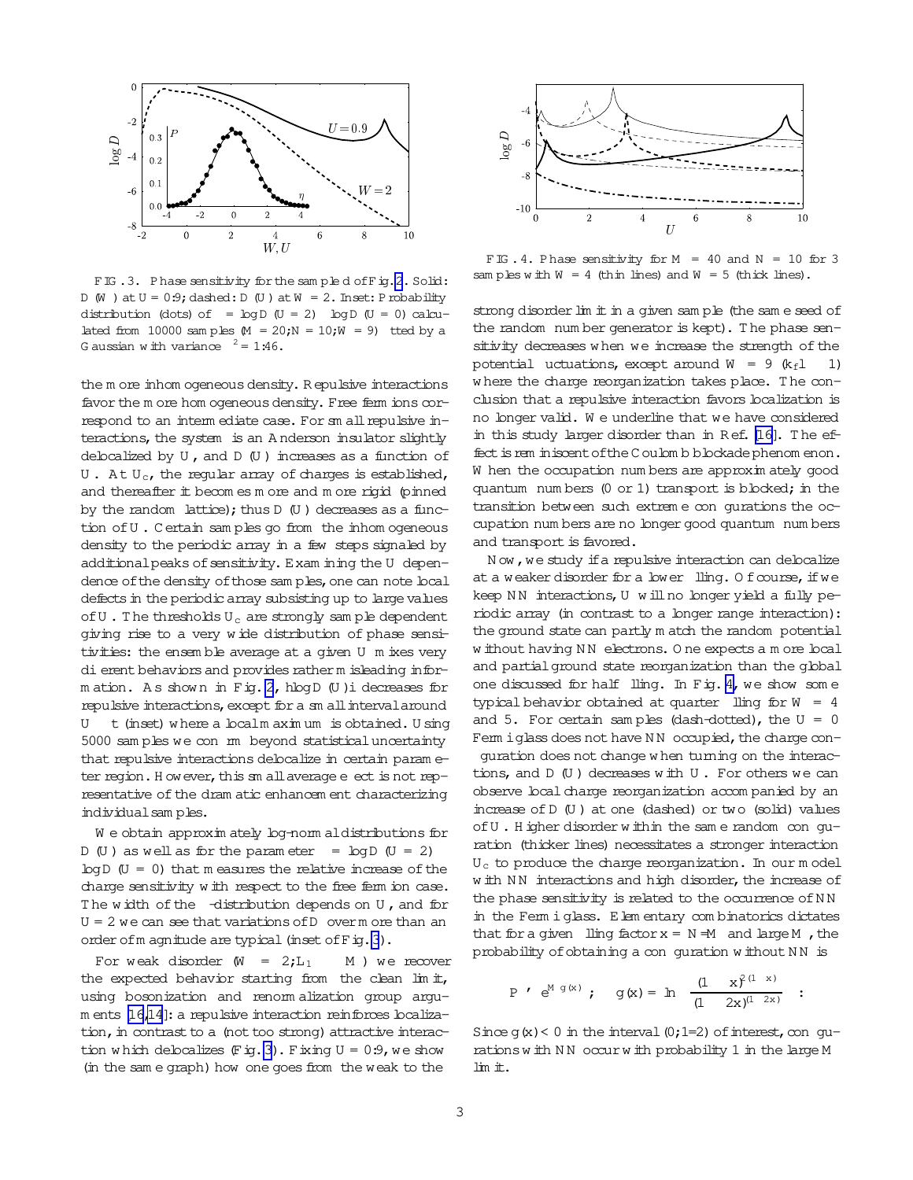FIG. 3. Phase sensitivity for the sampled of Fig. 2. Solid: $D(W)$ at $U = 0.9$; dashed: $D(U)$ at $W = 2$. Inset: Probability distribution (dots) of $\eta = \log D(U=2) - \log D(U=0)$ calculated from 10000 samples ($M = 20; N = 10; W = 9$) fitted by a Gaussian with variance $\sigma^2 = 1.46$.

FIG. 4. Phase sensitivity for $M = 40$ and $N = 10$ for 3 samples with $W = 4$ (thin lines) and $W = 5$ (thick lines).

the more inhomogeneous density. Repulsive interactions favor the more homogeneous density. Free fermions correspond to an intermediate case. For small repulsive interactions, the system is an Anderson insulator slightly delocalized by $U$, and $D(U)$ increases as a function of $U$. At $U_c$, the regular array of charges is established, and thereafter it becomes more and more rigid (pinned by the random lattice); thus $D(U)$ decreases as a function of $U$. Certain samples go from the inhomogeneous density to the periodic array in a few steps signaled by additional peaks of sensitivity. Examining the $U$ dependence of the density of those samples, one can note local defects in the periodic array subsisting up to large values of $U$. The thresholds $U_c$ are strongly sample dependent giving rise to a very wide distribution of phase sensitivities: the ensemble average at a given $U$ mixes very different behaviors and provides rather misleading information. As shown in Fig. 2, $\langle \log D(U) \rangle$ decreases for repulsive interactions, except for a small interval around $U \approx t$ (inset) where a local maximum is obtained. Using 5000 samples we confirm beyond statistical uncertainty that repulsive interactions delocalize in certain parameter region. However, this small average effect is not representative of the dramatic enhancement characterizing individual samples.

We obtain approximately log-normal distributions for $D(U)$ as well as for the parameter $\eta = \log D(U=2) - \log D(U=0)$ that measures the relative increase of the charge sensitivity with respect to the free fermion case. The width of the $\eta$-distribution depends on $U$, and for $U = 2$ we can see that variations of $D$ over more than an order of magnitude are typical (inset of Fig. 3).

For weak disorder ($W = 2; L_1 \approx M$) we recover the expected behavior starting from the clean limit, using bosonization and renormalization group arguments [16,14]: a repulsive interaction reinforces localization, in contrast to a (not too strong) attractive interaction which delocalizes (Fig. 3). Fixing $U = 0.9$, we show (in the same graph) how one goes from the weak to the strong disorder limit in a given sample (the same seed of the random number generator is kept). The phase sensitivity decreases when we increase the strength of the potential fluctuations, except around $W = 9$ ($k_f l \approx 1$) where the charge reorganization takes place. The conclusion that a repulsive interaction favors localization is no longer valid. We underline that we have considered in this study larger disorder than in Ref. [16]. The effect is reminiscent of the Coulomb blockade phenomenon. When the occupation numbers are approximately good quantum numbers (0 or 1) transport is blocked; in the transition between such extreme configurations the occupation numbers are no longer good quantum numbers and transport is favored.

Now, we study if a repulsive interaction can delocalize at a weaker disorder for a lower filling. Of course, if we keep NN interactions, $U$ will no longer yield a fully periodic array (in contrast to a longer range interaction): the ground state can partly match the random potential without having NN electrons. One expects a more local and partial ground state reorganization than the global one discussed for half filling. In Fig. 4, we show some typical behavior obtained at quarter filling for $W = 4$ and 5. For certain samples (dash-dotted), the $U = 0$ Fermi glass does not have NN occupied, the charge configuration does not change when turning on the interactions, and $D(U)$ decreases with $U$. For others we can observe local charge reorganization accompanied by an increase of $D(U)$ at one (dashed) or two (solid) values of $U$. Higher disorder within the same random configuration (thicker lines) necessitates a stronger interaction $U_c$ to produce the charge reorganization. In our model with NN interactions and high disorder, the increase of the phase sensitivity is related to the occurrence of NN in the Fermi glass. Elementary combinatorics dictates that for a given filling factor $x = N/M$ and large $M$, the probability of obtaining a configuration without NN is

$$P \simeq e^{M g(x)}; \quad g(x) = \ln\left(\frac{(1-x)^{2(1-x)}}{(1-2x)^{(1-2x)}}\right).$$

Since $g(x) < 0$ in the interval $(0; 1/2)$ of interest, configurations with NN occur with probability 1 in the large $M$ limit.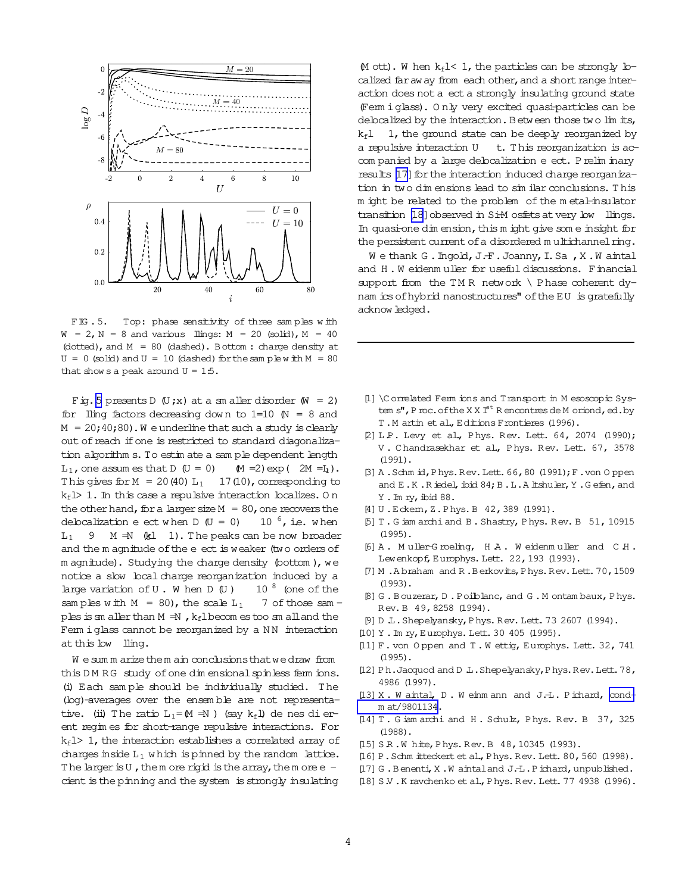M = 20

M = 40

M = 80

$\log D$

$U$

-2 0 2 4 6 8 10

0 -2 -4 -6 -8

$\rho$

$U = 0$

$U = 10$

0.4 0.2 0.0

20 40 60 80

$i$

FIG. 5. Top: phase sensitivity of three samples with $W = 2$, $N = 8$ and various fillings: $M = 20$ (solid), $M = 40$ (dotted), and $M = 80$ (dashed). Bottom: charge density at $U = 0$ (solid) and $U = 10$ (dashed) for the sample with $M = 80$ that shows a peak around $U = 1.5$.

Fig. 5 presents $D(U;x)$ at a smaller disorder ($W = 2$) for filling factors decreasing down to 1/10 ($N = 8$ and $M = 20;40;80$). We underline that such a study is clearly out of reach if one is restricted to standard diagonalization algorithms. To estimate a sample dependent length $L_1$, one assumes that $D(U = 0) \approx (M/2)\exp(-2M/L_1)$. This gives for $M = 20(40)$ $L_1 \approx 17(10)$, corresponding to $k_f l > 1$. In this case a repulsive interaction localizes. On the other hand, for a larger size $M = 80$, one recovers the delocalization effect when $D(U = 0) \approx 10^{-6}$, i.e. when $L_1 \approx 9 \approx M/N$ ($k_f l \approx 1$). The peaks can be now broader and the magnitude of the effect is weaker (two orders of magnitude). Studying the charge density (bottom), we notice a slow local charge reorganization induced by a large variation of $U$. When $D(U) \approx 10^{-8}$ (one of the samples with $M = 80$), the scale $L_1 \approx 7$ of those samples is smaller than $M/N$, $k_f l$ becomes too small and the Fermi glass cannot be reorganized by a NN interaction at this low filling.

We summarize the main conclusions that we draw from this DMRG study of one dimensional spinless fermions. (i) Each sample should be individually studied. The (log)-averages over the ensemble are not representative. (ii) The ratio $L_1/(M/N)$ (say $k_f l$) defines different regimes for short-range repulsive interactions. For $k_f l > 1$, the interaction establishes a correlated array of charges inside $L_1$ which is pinned by the random lattice. The larger is $U$, the more rigid is the array, the more efficient is the pinning and the system is strongly insulating (Mott). When $k_f l < 1$, the particles can be strongly localized far away from each other, and a short range interaction does not affect a strongly insulating ground state (Fermi glass). Only very excited quasi-particles can be delocalized by the interaction. Between those two limits, $k_f l \approx 1$, the ground state can be deeply reorganized by a repulsive interaction $U \approx t$. This reorganization is accompanied by a large delocalization effect. Preliminary results [17] for the interaction induced charge reorganization in two dimensions lead to similar conclusions. This might be related to the problem of the metal-insulator transition [18] observed in Si-Mosfets at very low fillings. In quasi-one dimension, this might give some insight for the persistent current of a disordered multichannel ring.

We thank G. Ingold, J.-F. Joanny, I. Safi, X. Waintal and H. Weidenmuller for useful discussions. Financial support from the TMR network "Phase coherent dynamics of hybrid nanostructures" of the EU is gratefully acknowledged.

---

[1] "Correlated Fermions and Transport in Mesoscopic Systems", Proc. of the XXI$^{st}$ Rencontres de Moriond, ed. by T. Martin et al., Editions Frontieres (1996).

[2] L.P. Levy et al., Phys. Rev. Lett. 64, 2074 (1990); V. Chandrasekhar et al., Phys. Rev. Lett. 67, 3578 (1991).

[3] A. Schmid, Phys. Rev. Lett. 66, 80 (1991); F. von Oppen and E.K. Riedel, ibid 84; B.L. Altshuler, Y. Gefen, and Y. Imry, ibid 88.

[4] U. Eckern, Z. Phys. B 42, 389 (1991).

[5] T. Giamarchi and B. Shastry, Phys. Rev. B 51, 10915 (1995).

[6] A. Muller-Groeling, H.A. Weidenmuller and C.H. Lewenkopf, Europhys. Lett. 22, 193 (1993).

[7] M. Abraham and R. Berkovits, Phys. Rev. Lett. 70, 1509 (1993).

[8] G. Bouzerar, D. Poilblanc, and G. Montambaux, Phys. Rev. B 49, 8258 (1994).

[9] D.L. Shepelyansky, Phys. Rev. Lett. 73 2607 (1994).

[10] Y. Imry, Europhys. Lett. 30 405 (1995).

[11] F. von Oppen and T. Wettig, Europhys. Lett. 32, 741 (1995).

[12] Ph. Jacquod and D.L. Shepelyansky, Phys. Rev. Lett. 78, 4986 (1997).

[13] X. Waintal, D. Weinmann and J.-L. Pichard, cond-mat/9801134.

[14] T. Giamarchi and H. Schulz, Phys. Rev. B 37, 325 (1988).

[15] S.R. White, Phys. Rev. B 48, 10345 (1993).

[16] P. Schmitteckert et al., Phys. Rev. Lett. 80, 560 (1998).

[17] G. Benenti, X. Waintal and J.-L. Pichard, unpublished.

[18] S.V. Kravchenko et al., Phys. Rev. Lett. 77 4938 (1996).